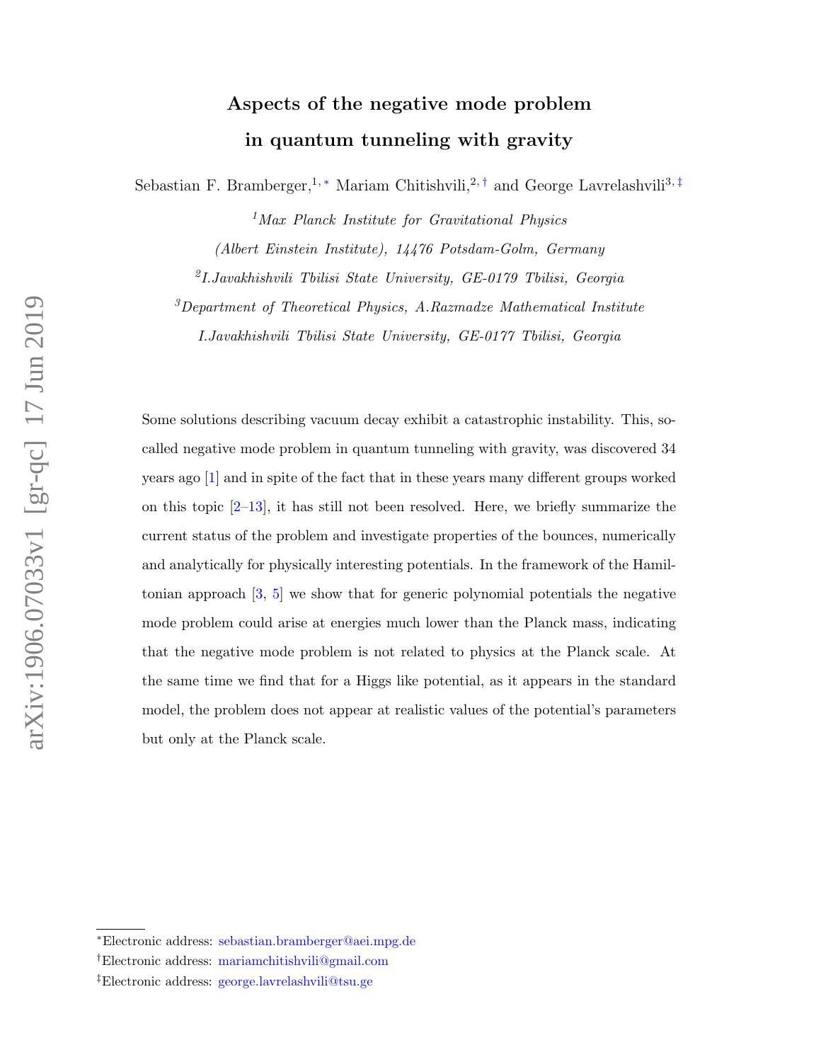# Aspects of the negative mode problem in quantum tunneling with gravity

Sebastian F. Bramberger,[1,*] Mariam Chitishvili,[2,†] and George Lavrelashvili[3,‡]

[1] *Max Planck Institute for Gravitational Physics (Albert Einstein Institute), 14476 Potsdam-Golm, Germany*

[2] *I.Javakhishvili Tbilisi State University, GE-0179 Tbilisi, Georgia*

[3] *Department of Theoretical Physics, A.Razmadze Mathematical Institute I.Javakhishvili Tbilisi State University, GE-0177 Tbilisi, Georgia*

Some solutions describing vacuum decay exhibit a catastrophic instability. This, so-called negative mode problem in quantum tunneling with gravity, was discovered 34 years ago [1] and in spite of the fact that in these years many different groups worked on this topic [2–13], it has still not been resolved. Here, we briefly summarize the current status of the problem and investigate properties of the bounces, numerically and analytically for physically interesting potentials. In the framework of the Hamiltonian approach [3, 5] we show that for generic polynomial potentials the negative mode problem could arise at energies much lower than the Planck mass, indicating that the negative mode problem is not related to physics at the Planck scale. At the same time we find that for a Higgs like potential, as it appears in the standard model, the problem does not appear at realistic values of the potential's parameters but only at the Planck scale.

---

*Electronic address: sebastian.bramberger@aei.mpg.de

†Electronic address: mariamchitishvili@gmail.com

‡Electronic address: george.lavrelashvili@tsu.ge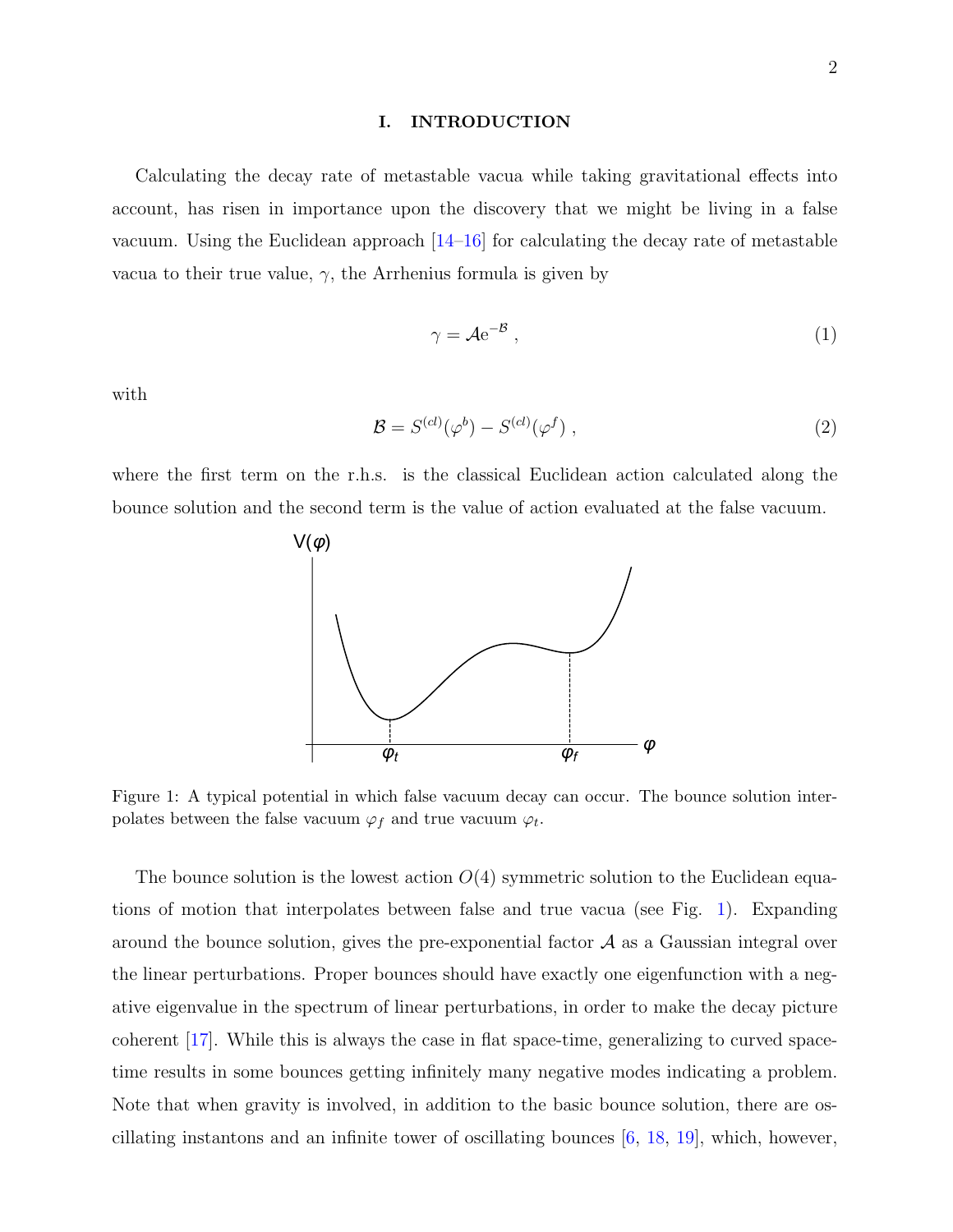## I. INTRODUCTION

Calculating the decay rate of metastable vacua while taking gravitational effects into account, has risen in importance upon the discovery that we might be living in a false vacuum. Using the Euclidean approach [14–16] for calculating the decay rate of metastable vacua to their true value, $\gamma$, the Arrhenius formula is given by

$$\gamma = \mathcal{A} \mathrm{e}^{-\mathcal{B}} \,, \tag{1}$$

with

$$\mathcal{B} = S^{(cl)}(\varphi^b) - S^{(cl)}(\varphi^f) \,, \tag{2}$$

where the first term on the r.h.s. is the classical Euclidean action calculated along the bounce solution and the second term is the value of action evaluated at the false vacuum.

Figure 1: A typical potential in which false vacuum decay can occur. The bounce solution interpolates between the false vacuum $\varphi_f$ and true vacuum $\varphi_t$.

The bounce solution is the lowest action $O(4)$ symmetric solution to the Euclidean equations of motion that interpolates between false and true vacua (see Fig. 1). Expanding around the bounce solution, gives the pre-exponential factor $\mathcal{A}$ as a Gaussian integral over the linear perturbations. Proper bounces should have exactly one eigenfunction with a negative eigenvalue in the spectrum of linear perturbations, in order to make the decay picture coherent [17]. While this is always the case in flat space-time, generalizing to curved space-time results in some bounces getting infinitely many negative modes indicating a problem. Note that when gravity is involved, in addition to the basic bounce solution, there are oscillating instantons and an infinite tower of oscillating bounces [6, 18, 19], which, however,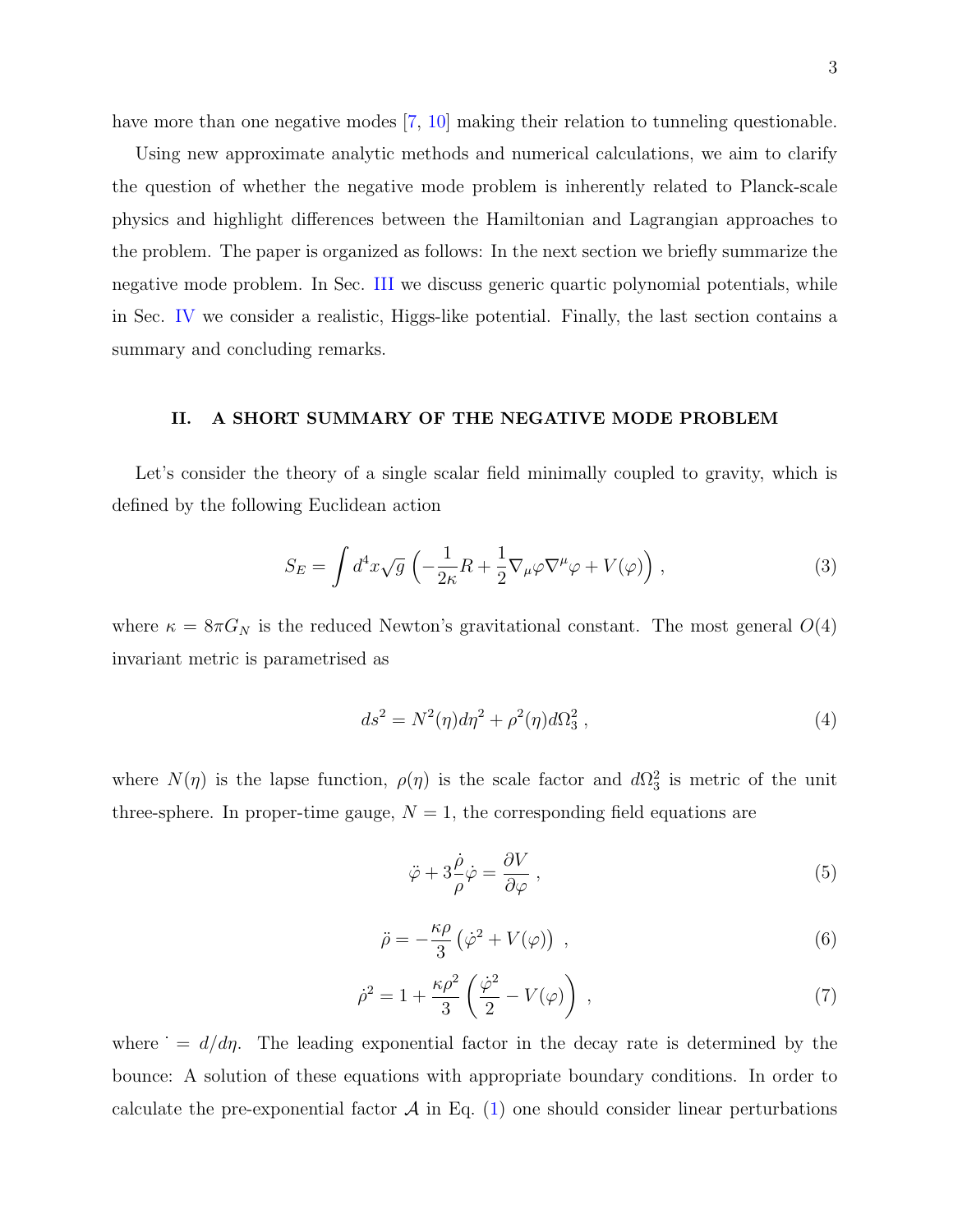have more than one negative modes [7, 10] making their relation to tunneling questionable.

Using new approximate analytic methods and numerical calculations, we aim to clarify the question of whether the negative mode problem is inherently related to Planck-scale physics and highlight differences between the Hamiltonian and Lagrangian approaches to the problem. The paper is organized as follows: In the next section we briefly summarize the negative mode problem. In Sec. III we discuss generic quartic polynomial potentials, while in Sec. IV we consider a realistic, Higgs-like potential. Finally, the last section contains a summary and concluding remarks.

## II. A SHORT SUMMARY OF THE NEGATIVE MODE PROBLEM

Let's consider the theory of a single scalar field minimally coupled to gravity, which is defined by the following Euclidean action

$$S_E = \int d^4x \sqrt{g} \left( -\frac{1}{2\kappa} R + \frac{1}{2} \nabla_\mu \varphi \nabla^\mu \varphi + V(\varphi) \right) , \tag{3}$$

where $\kappa = 8\pi G_N$ is the reduced Newton's gravitational constant. The most general $O(4)$ invariant metric is parametrised as

$$ds^2 = N^2(\eta) d\eta^2 + \rho^2(\eta) d\Omega_3^2 , \tag{4}$$

where $N(\eta)$ is the lapse function, $\rho(\eta)$ is the scale factor and $d\Omega_3^2$ is metric of the unit three-sphere. In proper-time gauge, $N = 1$, the corresponding field equations are

$$\ddot{\varphi} + 3\frac{\dot{\rho}}{\rho}\dot{\varphi} = \frac{\partial V}{\partial \varphi} , \tag{5}$$

$$\ddot{\rho} = -\frac{\kappa \rho}{3} \left( \dot{\varphi}^2 + V(\varphi) \right) , \tag{6}$$

$$\dot{\rho}^2 = 1 + \frac{\kappa \rho^2}{3} \left( \frac{\dot{\varphi}^2}{2} - V(\varphi) \right) , \tag{7}$$

where $\dot{} = d/d\eta$. The leading exponential factor in the decay rate is determined by the bounce: A solution of these equations with appropriate boundary conditions. In order to calculate the pre-exponential factor $\mathcal{A}$ in Eq. (1) one should consider linear perturbations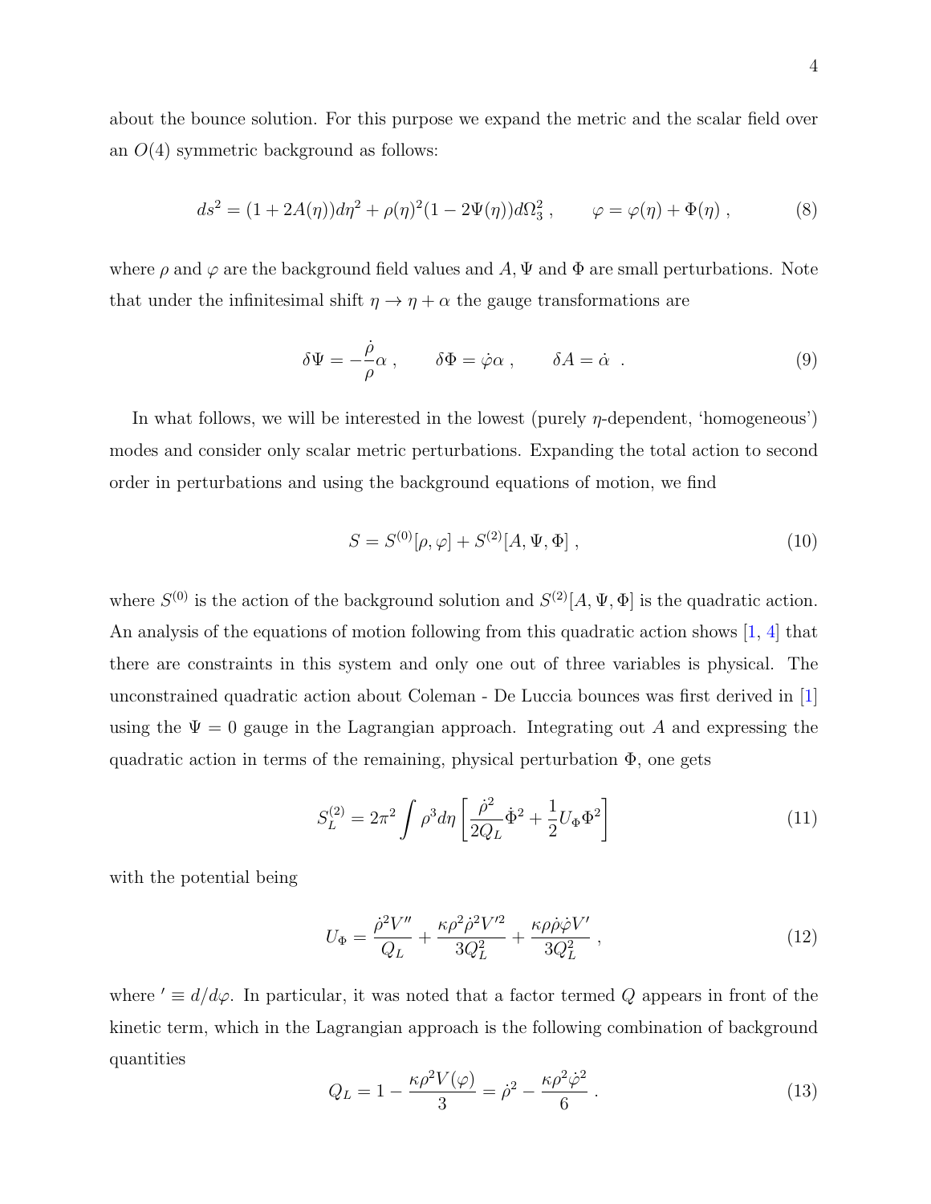about the bounce solution. For this purpose we expand the metric and the scalar field over an $O(4)$ symmetric background as follows:

$$ds^2 = (1 + 2A(\eta))d\eta^2 + \rho(\eta)^2(1 - 2\Psi(\eta))d\Omega_3^2 , \qquad \varphi = \varphi(\eta) + \Phi(\eta) , \tag{8}$$

where $\rho$ and $\varphi$ are the background field values and $A, \Psi$ and $\Phi$ are small perturbations. Note that under the infinitesimal shift $\eta \to \eta + \alpha$ the gauge transformations are

$$\delta\Psi = -\frac{\dot{\rho}}{\rho}\alpha , \qquad \delta\Phi = \dot{\varphi}\alpha , \qquad \delta A = \dot{\alpha} . \tag{9}$$

In what follows, we will be interested in the lowest (purely $\eta$-dependent, 'homogeneous') modes and consider only scalar metric perturbations. Expanding the total action to second order in perturbations and using the background equations of motion, we find

$$S = S^{(0)}[\rho, \varphi] + S^{(2)}[A, \Psi, \Phi] , \tag{10}$$

where $S^{(0)}$ is the action of the background solution and $S^{(2)}[A, \Psi, \Phi]$ is the quadratic action. An analysis of the equations of motion following from this quadratic action shows [1, 4] that there are constraints in this system and only one out of three variables is physical. The unconstrained quadratic action about Coleman - De Luccia bounces was first derived in [1] using the $\Psi = 0$ gauge in the Lagrangian approach. Integrating out $A$ and expressing the quadratic action in terms of the remaining, physical perturbation $\Phi$, one gets

$$S_L^{(2)} = 2\pi^2 \int \rho^3 d\eta \left[ \frac{\dot{\rho}^2}{2Q_L}\dot{\Phi}^2 + \frac{1}{2}U_\Phi \Phi^2 \right] \tag{11}$$

with the potential being

$$U_\Phi = \frac{\dot{\rho}^2 V''}{Q_L} + \frac{\kappa \rho^2 \dot{\rho}^2 V'^2}{3Q_L^2} + \frac{\kappa \rho \dot{\rho} \dot{\varphi} V'}{3Q_L^2} , \tag{12}$$

where $' \equiv d/d\varphi$. In particular, it was noted that a factor termed $Q$ appears in front of the kinetic term, which in the Lagrangian approach is the following combination of background quantities

$$Q_L = 1 - \frac{\kappa \rho^2 V(\varphi)}{3} = \dot{\rho}^2 - \frac{\kappa \rho^2 \dot{\varphi}^2}{6} . \tag{13}$$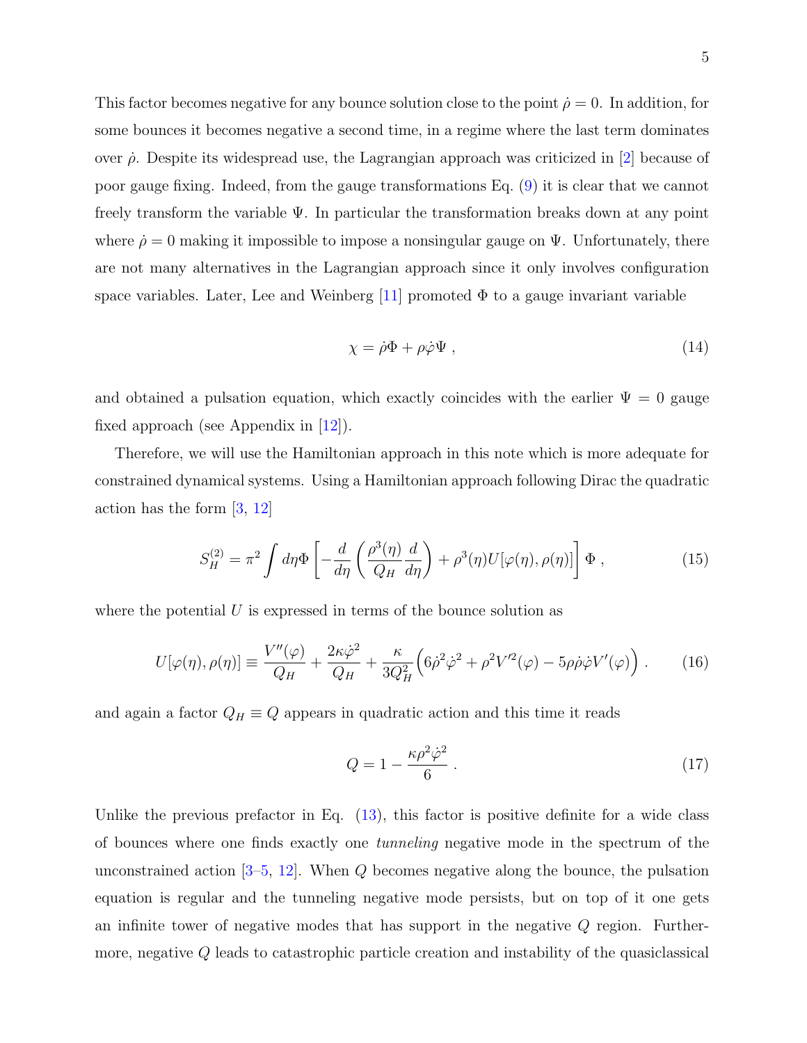This factor becomes negative for any bounce solution close to the point $\dot{\rho} = 0$. In addition, for some bounces it becomes negative a second time, in a regime where the last term dominates over $\dot{\rho}$. Despite its widespread use, the Lagrangian approach was criticized in [2] because of poor gauge fixing. Indeed, from the gauge transformations Eq. (9) it is clear that we cannot freely transform the variable $\Psi$. In particular the transformation breaks down at any point where $\dot{\rho} = 0$ making it impossible to impose a nonsingular gauge on $\Psi$. Unfortunately, there are not many alternatives in the Lagrangian approach since it only involves configuration space variables. Later, Lee and Weinberg [11] promoted $\Phi$ to a gauge invariant variable

$$\chi = \dot{\rho}\Phi + \rho\dot{\varphi}\Psi \ , \tag{14}$$

and obtained a pulsation equation, which exactly coincides with the earlier $\Psi = 0$ gauge fixed approach (see Appendix in [12]).

Therefore, we will use the Hamiltonian approach in this note which is more adequate for constrained dynamical systems. Using a Hamiltonian approach following Dirac the quadratic action has the form [3, 12]

$$S_H^{(2)} = \pi^2 \int d\eta \Phi \left[ -\frac{d}{d\eta}\left( \frac{\rho^3(\eta)}{Q_H}\frac{d}{d\eta} \right) + \rho^3(\eta) U[\varphi(\eta), \rho(\eta)] \right] \Phi \ , \tag{15}$$

where the potential $U$ is expressed in terms of the bounce solution as

$$U[\varphi(\eta), \rho(\eta)] \equiv \frac{V''(\varphi)}{Q_H} + \frac{2\kappa\dot{\varphi}^2}{Q_H} + \frac{\kappa}{3Q_H^2}\Big( 6\dot{\rho}^2\dot{\varphi}^2 + \rho^2 V'^2(\varphi) - 5\rho\dot{\rho}\dot{\varphi}V'(\varphi) \Big) \ . \tag{16}$$

and again a factor $Q_H \equiv Q$ appears in quadratic action and this time it reads

$$Q = 1 - \frac{\kappa\rho^2\dot{\varphi}^2}{6} \ . \tag{17}$$

Unlike the previous prefactor in Eq. (13), this factor is positive definite for a wide class of bounces where one finds exactly one *tunneling* negative mode in the spectrum of the unconstrained action [3–5, 12]. When $Q$ becomes negative along the bounce, the pulsation equation is regular and the tunneling negative mode persists, but on top of it one gets an infinite tower of negative modes that has support in the negative $Q$ region. Furthermore, negative $Q$ leads to catastrophic particle creation and instability of the quasiclassical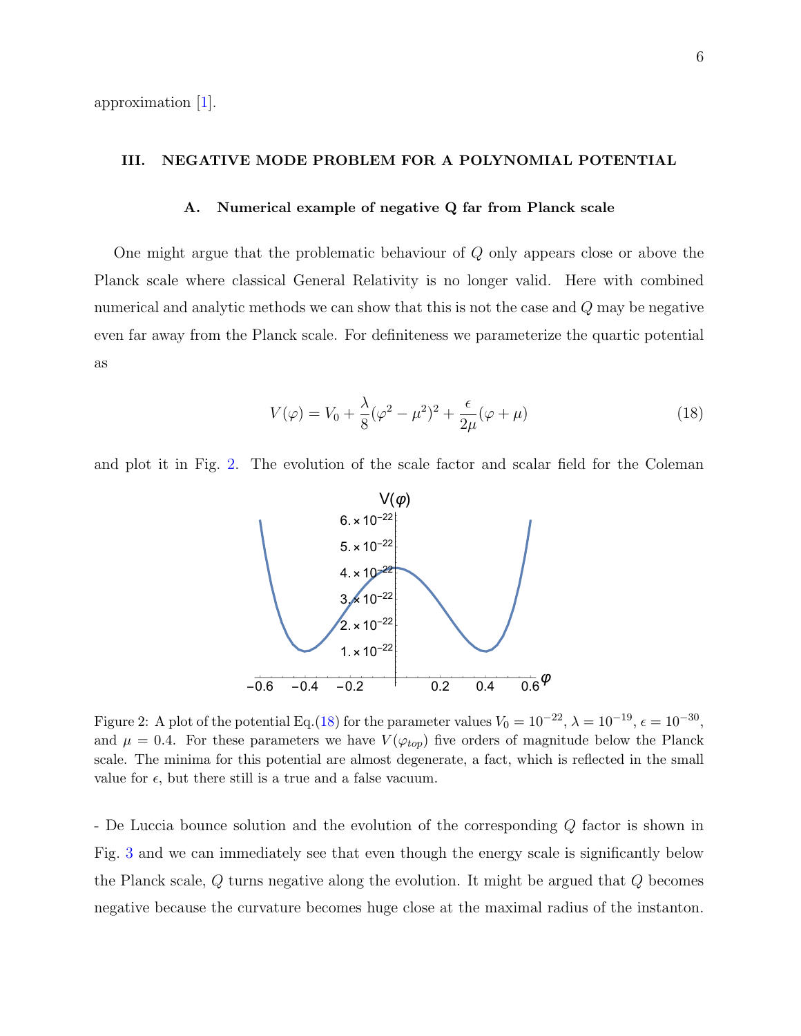approximation [1].

## III. NEGATIVE MODE PROBLEM FOR A POLYNOMIAL POTENTIAL

### A. Numerical example of negative Q far from Planck scale

One might argue that the problematic behaviour of $Q$ only appears close or above the Planck scale where classical General Relativity is no longer valid. Here with combined numerical and analytic methods we can show that this is not the case and $Q$ may be negative even far away from the Planck scale. For definiteness we parameterize the quartic potential as

$$V(\varphi) = V_0 + \frac{\lambda}{8}(\varphi^2 - \mu^2)^2 + \frac{\epsilon}{2\mu}(\varphi + \mu) \tag{18}$$

and plot it in Fig. 2. The evolution of the scale factor and scalar field for the Coleman

Figure 2: A plot of the potential Eq.(18) for the parameter values $V_0 = 10^{-22}$, $\lambda = 10^{-19}$, $\epsilon = 10^{-30}$, and $\mu = 0.4$. For these parameters we have $V(\varphi_{top})$ five orders of magnitude below the Planck scale. The minima for this potential are almost degenerate, a fact, which is reflected in the small value for $\epsilon$, but there still is a true and a false vacuum.

- De Luccia bounce solution and the evolution of the corresponding $Q$ factor is shown in Fig. 3 and we can immediately see that even though the energy scale is significantly below the Planck scale, $Q$ turns negative along the evolution. It might be argued that $Q$ becomes negative because the curvature becomes huge close at the maximal radius of the instanton.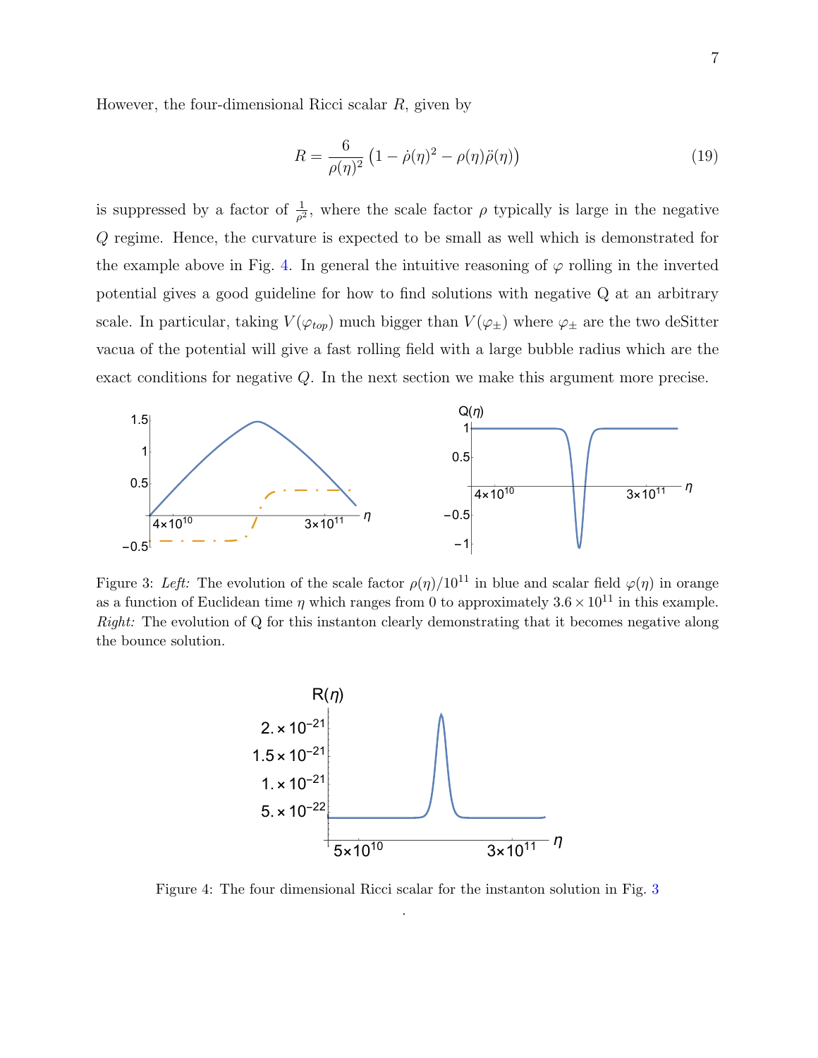However, the four-dimensional Ricci scalar $R$, given by

$$R = \frac{6}{\rho(\eta)^2}\left(1 - \dot{\rho}(\eta)^2 - \rho(\eta)\ddot{\rho}(\eta)\right) \tag{19}$$

is suppressed by a factor of $\frac{1}{\rho^2}$, where the scale factor $\rho$ typically is large in the negative $Q$ regime. Hence, the curvature is expected to be small as well which is demonstrated for the example above in Fig. 4. In general the intuitive reasoning of $\varphi$ rolling in the inverted potential gives a good guideline for how to find solutions with negative Q at an arbitrary scale. In particular, taking $V(\varphi_{top})$ much bigger than $V(\varphi_{\pm})$ where $\varphi_{\pm}$ are the two deSitter vacua of the potential will give a fast rolling field with a large bubble radius which are the exact conditions for negative $Q$. In the next section we make this argument more precise.

Figure 3: *Left:* The evolution of the scale factor $\rho(\eta)/10^{11}$ in blue and scalar field $\varphi(\eta)$ in orange as a function of Euclidean time $\eta$ which ranges from 0 to approximately $3.6 \times 10^{11}$ in this example. *Right:* The evolution of Q for this instanton clearly demonstrating that it becomes negative along the bounce solution.

Figure 4: The four dimensional Ricci scalar for the instanton solution in Fig. 3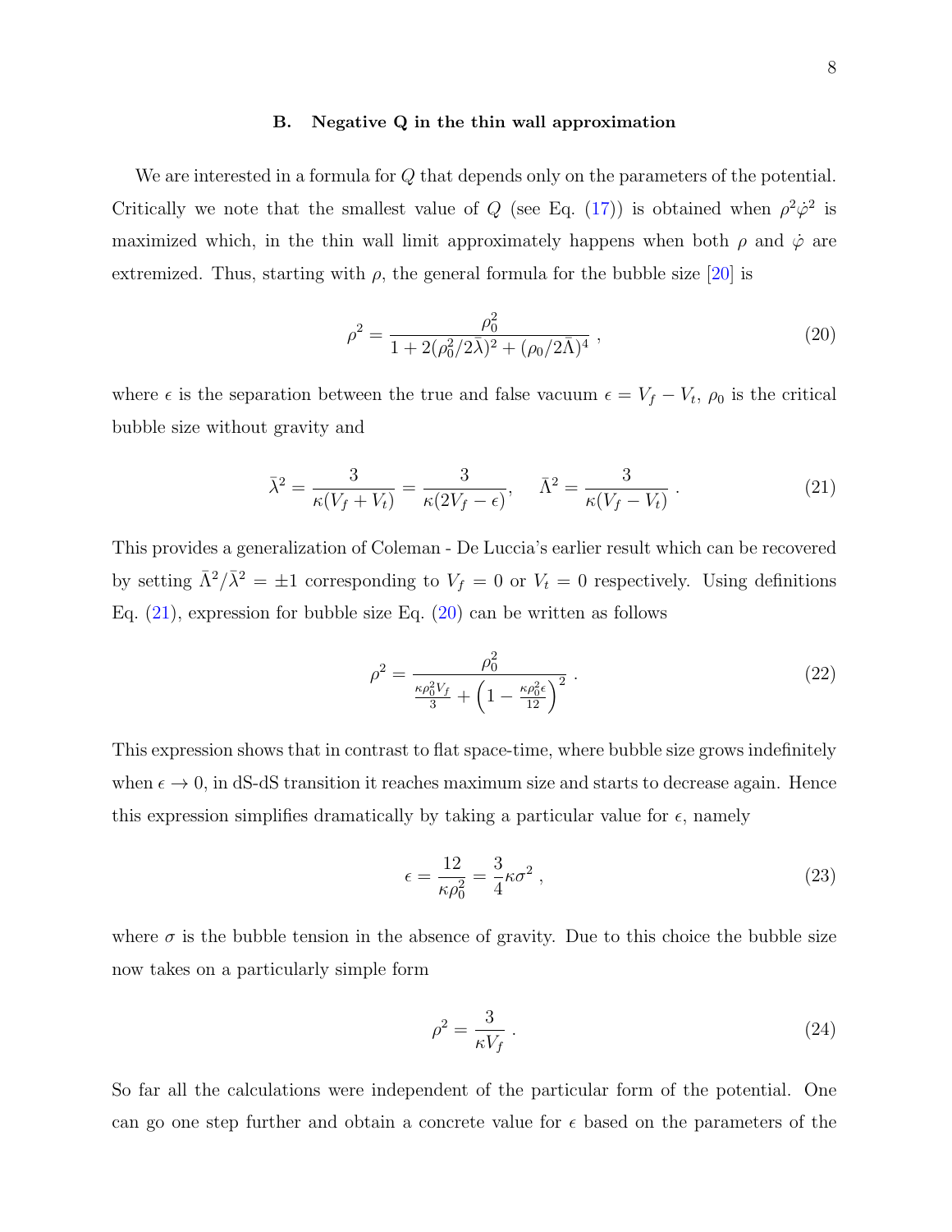### B. Negative Q in the thin wall approximation

We are interested in a formula for $Q$ that depends only on the parameters of the potential. Critically we note that the smallest value of $Q$ (see Eq. (17)) is obtained when $\rho^2\dot{\varphi}^2$ is maximized which, in the thin wall limit approximately happens when both $\rho$ and $\dot{\varphi}$ are extremized. Thus, starting with $\rho$, the general formula for the bubble size [20] is

$$\rho^2 = \frac{\rho_0^2}{1 + 2(\rho_0^2/2\bar{\lambda})^2 + (\rho_0/2\bar{\Lambda})^4} \ , \tag{20}$$

where $\epsilon$ is the separation between the true and false vacuum $\epsilon = V_f - V_t$, $\rho_0$ is the critical bubble size without gravity and

$$\bar{\lambda}^2 = \frac{3}{\kappa(V_f + V_t)} = \frac{3}{\kappa(2V_f - \epsilon)}, \quad \bar{\Lambda}^2 = \frac{3}{\kappa(V_f - V_t)} \ . \tag{21}$$

This provides a generalization of Coleman - De Luccia's earlier result which can be recovered by setting $\bar{\Lambda}^2/\bar{\lambda}^2 = \pm 1$ corresponding to $V_f = 0$ or $V_t = 0$ respectively. Using definitions Eq. (21), expression for bubble size Eq. (20) can be written as follows

$$\rho^2 = \frac{\rho_0^2}{\frac{\kappa\rho_0^2 V_f}{3} + \left(1 - \frac{\kappa\rho_0^2\epsilon}{12}\right)^2} \ . \tag{22}$$

This expression shows that in contrast to flat space-time, where bubble size grows indefinitely when $\epsilon \to 0$, in dS-dS transition it reaches maximum size and starts to decrease again. Hence this expression simplifies dramatically by taking a particular value for $\epsilon$, namely

$$\epsilon = \frac{12}{\kappa\rho_0^2} = \frac{3}{4}\kappa\sigma^2 \ , \tag{23}$$

where $\sigma$ is the bubble tension in the absence of gravity. Due to this choice the bubble size now takes on a particularly simple form

$$\rho^2 = \frac{3}{\kappa V_f} \ . \tag{24}$$

So far all the calculations were independent of the particular form of the potential. One can go one step further and obtain a concrete value for $\epsilon$ based on the parameters of the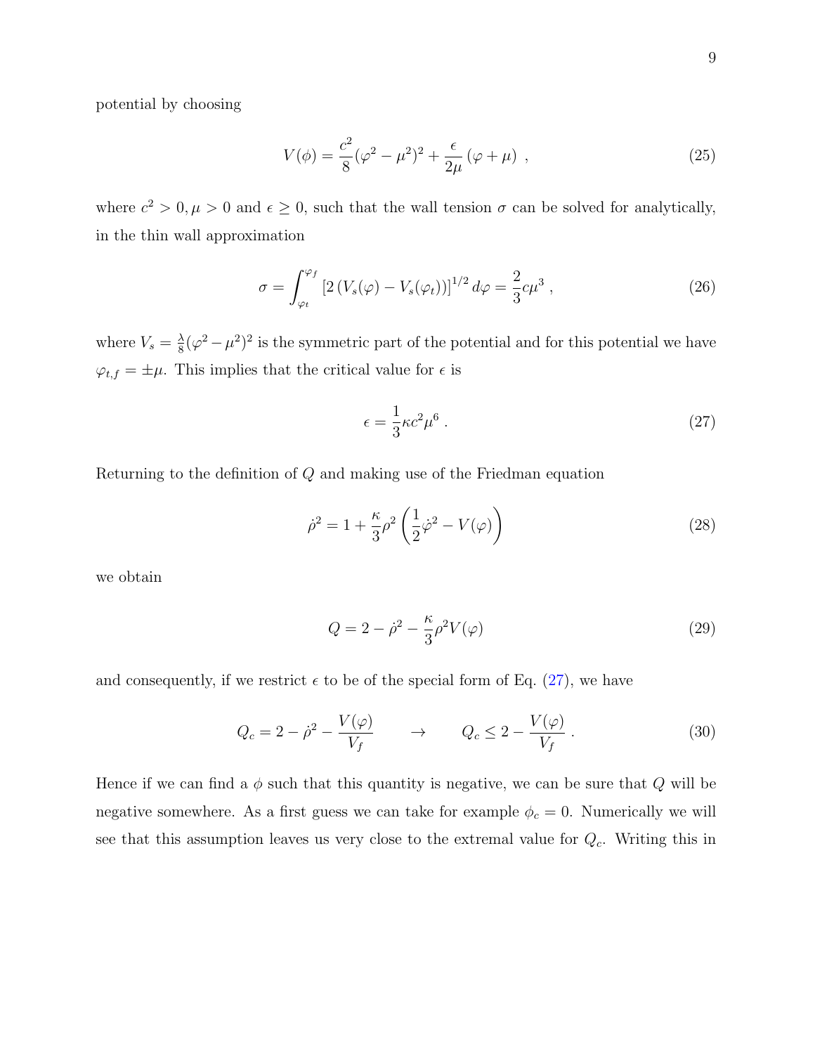potential by choosing

$$V(\phi) = \frac{c^2}{8}(\varphi^2 - \mu^2)^2 + \frac{\epsilon}{2\mu}(\varphi + \mu) \ , \tag{25}$$

where $c^2 > 0, \mu > 0$ and $\epsilon \geq 0$, such that the wall tension $\sigma$ can be solved for analytically, in the thin wall approximation

$$\sigma = \int_{\varphi_t}^{\varphi_f} \left[2\left(V_s(\varphi) - V_s(\varphi_t)\right)\right]^{1/2} d\varphi = \frac{2}{3}c\mu^3 \ , \tag{26}$$

where $V_s = \frac{\lambda}{8}(\varphi^2 - \mu^2)^2$ is the symmetric part of the potential and for this potential we have $\varphi_{t,f} = \pm\mu$. This implies that the critical value for $\epsilon$ is

$$\epsilon = \frac{1}{3}\kappa c^2 \mu^6 \ . \tag{27}$$

Returning to the definition of $Q$ and making use of the Friedman equation

$$\dot{\rho}^2 = 1 + \frac{\kappa}{3}\rho^2\left(\frac{1}{2}\dot{\varphi}^2 - V(\varphi)\right) \tag{28}$$

we obtain

$$Q = 2 - \dot{\rho}^2 - \frac{\kappa}{3}\rho^2 V(\varphi) \tag{29}$$

and consequently, if we restrict $\epsilon$ to be of the special form of Eq. (27), we have

$$Q_c = 2 - \dot{\rho}^2 - \frac{V(\varphi)}{V_f} \qquad \rightarrow \qquad Q_c \leq 2 - \frac{V(\varphi)}{V_f} \ . \tag{30}$$

Hence if we can find a $\phi$ such that this quantity is negative, we can be sure that $Q$ will be negative somewhere. As a first guess we can take for example $\phi_c = 0$. Numerically we will see that this assumption leaves us very close to the extremal value for $Q_c$. Writing this in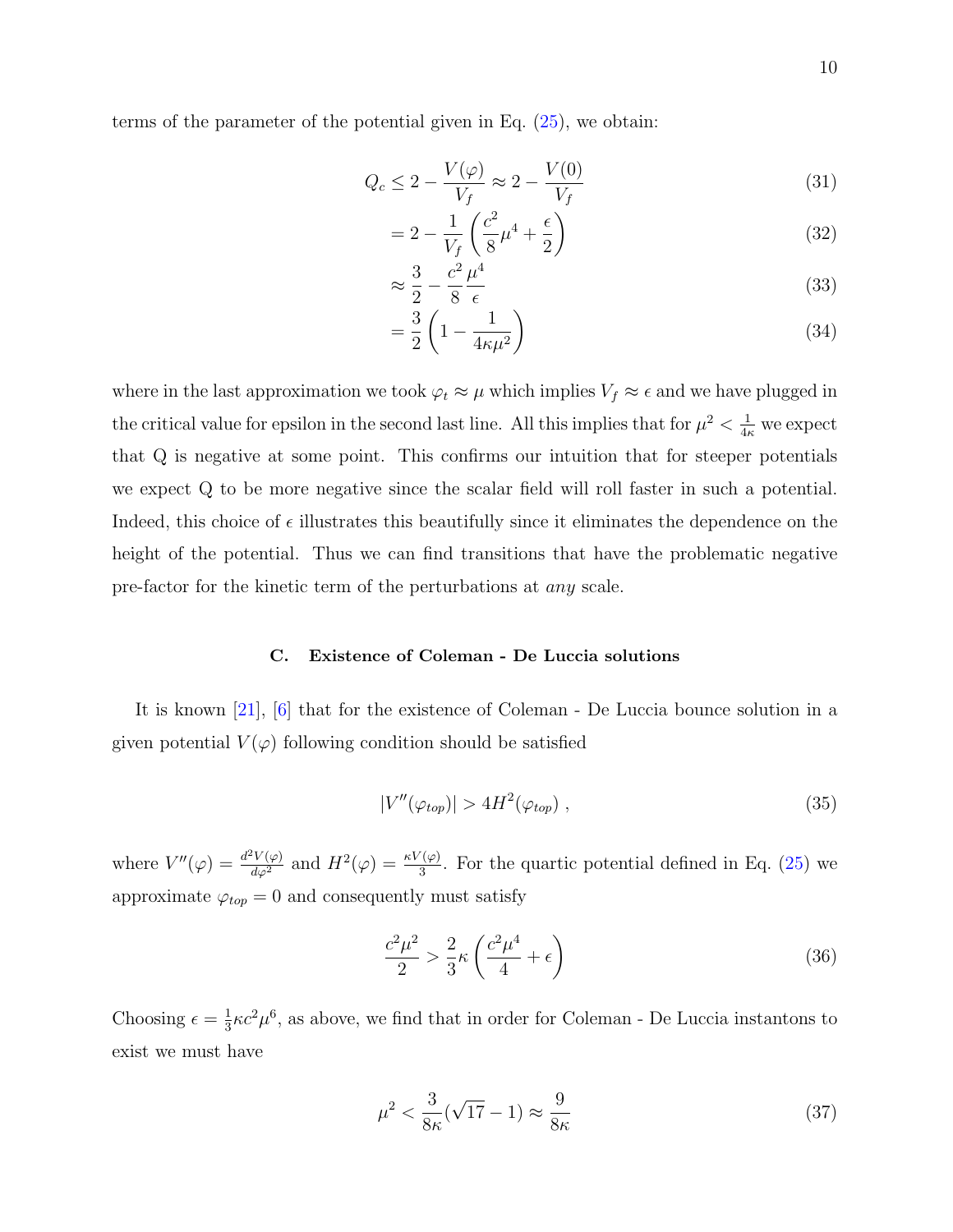terms of the parameter of the potential given in Eq. (25), we obtain:

$$Q_c \leq 2 - \frac{V(\varphi)}{V_f} \approx 2 - \frac{V(0)}{V_f} \tag{31}$$

$$= 2 - \frac{1}{V_f}\left(\frac{c^2}{8}\mu^4 + \frac{\epsilon}{2}\right) \tag{32}$$

$$\approx \frac{3}{2} - \frac{c^2}{8}\frac{\mu^4}{\epsilon} \tag{33}$$

$$= \frac{3}{2}\left(1 - \frac{1}{4\kappa\mu^2}\right) \tag{34}$$

where in the last approximation we took $\varphi_t \approx \mu$ which implies $V_f \approx \epsilon$ and we have plugged in the critical value for epsilon in the second last line. All this implies that for $\mu^2 < \frac{1}{4\kappa}$ we expect that Q is negative at some point. This confirms our intuition that for steeper potentials we expect Q to be more negative since the scalar field will roll faster in such a potential. Indeed, this choice of $\epsilon$ illustrates this beautifully since it eliminates the dependence on the height of the potential. Thus we can find transitions that have the problematic negative pre-factor for the kinetic term of the perturbations at *any* scale.

### C. Existence of Coleman - De Luccia solutions

It is known [21], [6] that for the existence of Coleman - De Luccia bounce solution in a given potential $V(\varphi)$ following condition should be satisfied

$$|V''(\varphi_{top})| > 4H^2(\varphi_{top}) \,, \tag{35}$$

where $V''(\varphi) = \frac{d^2V(\varphi)}{d\varphi^2}$ and $H^2(\varphi) = \frac{\kappa V(\varphi)}{3}$. For the quartic potential defined in Eq. (25) we approximate $\varphi_{top} = 0$ and consequently must satisfy

$$\frac{c^2\mu^2}{2} > \frac{2}{3}\kappa\left(\frac{c^2\mu^4}{4} + \epsilon\right) \tag{36}$$

Choosing $\epsilon = \frac{1}{3}\kappa c^2\mu^6$, as above, we find that in order for Coleman - De Luccia instantons to exist we must have

$$\mu^2 < \frac{3}{8\kappa}(\sqrt{17} - 1) \approx \frac{9}{8\kappa} \tag{37}$$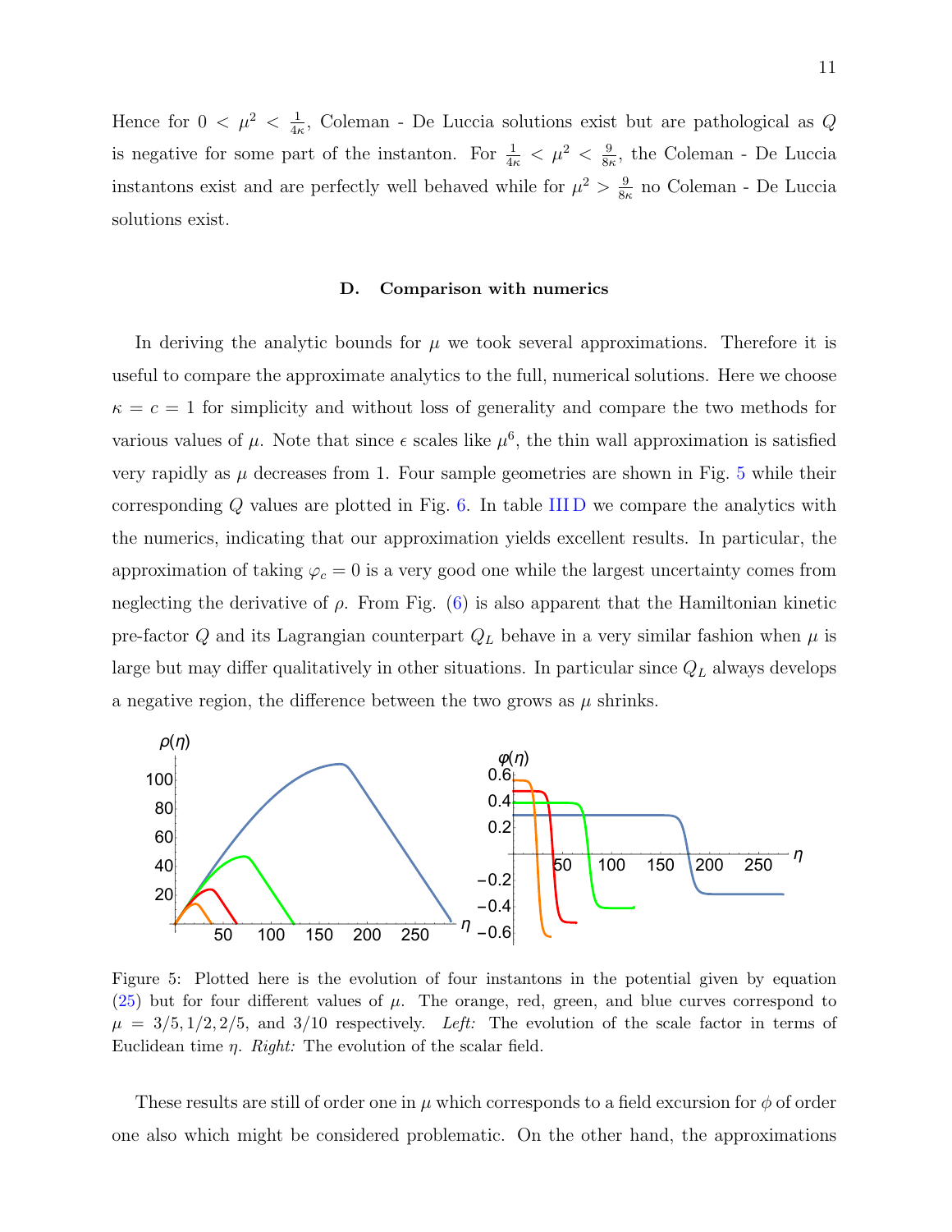Hence for $0 < \mu^2 < \frac{1}{4\kappa}$, Coleman - De Luccia solutions exist but are pathological as $Q$ is negative for some part of the instanton. For $\frac{1}{4\kappa} < \mu^2 < \frac{9}{8\kappa}$, the Coleman - De Luccia instantons exist and are perfectly well behaved while for $\mu^2 > \frac{9}{8\kappa}$ no Coleman - De Luccia solutions exist.

### D. Comparison with numerics

In deriving the analytic bounds for $\mu$ we took several approximations. Therefore it is useful to compare the approximate analytics to the full, numerical solutions. Here we choose $\kappa = c = 1$ for simplicity and without loss of generality and compare the two methods for various values of $\mu$. Note that since $\epsilon$ scales like $\mu^6$, the thin wall approximation is satisfied very rapidly as $\mu$ decreases from 1. Four sample geometries are shown in Fig. 5 while their corresponding $Q$ values are plotted in Fig. 6. In table III D we compare the analytics with the numerics, indicating that our approximation yields excellent results. In particular, the approximation of taking $\varphi_c = 0$ is a very good one while the largest uncertainty comes from neglecting the derivative of $\rho$. From Fig. (6) is also apparent that the Hamiltonian kinetic pre-factor $Q$ and its Lagrangian counterpart $Q_L$ behave in a very similar fashion when $\mu$ is large but may differ qualitatively in other situations. In particular since $Q_L$ always develops a negative region, the difference between the two grows as $\mu$ shrinks.

Figure 5: Plotted here is the evolution of four instantons in the potential given by equation (25) but for four different values of $\mu$. The orange, red, green, and blue curves correspond to $\mu = 3/5, 1/2, 2/5$, and $3/10$ respectively. *Left:* The evolution of the scale factor in terms of Euclidean time $\eta$. *Right:* The evolution of the scalar field.

These results are still of order one in $\mu$ which corresponds to a field excursion for $\phi$ of order one also which might be considered problematic. On the other hand, the approximations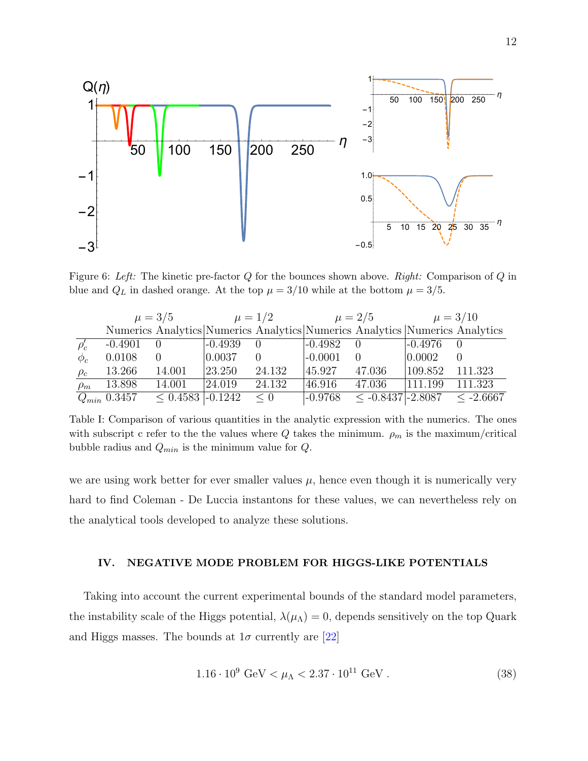Figure 6: *Left:* The kinetic pre-factor $Q$ for the bounces shown above. *Right:* Comparison of $Q$ in blue and $Q_L$ in dashed orange. At the top $\mu = 3/10$ while at the bottom $\mu = 3/5$.

| | $\mu = 3/5$ | | $\mu = 1/2$ | | $\mu = 2/5$ | | $\mu = 3/10$ | |
|---|---|---|---|---|---|---|---|---|
| | Numerics | Analytics | Numerics | Analytics | Numerics | Analytics | Numerics | Analytics |
| $\rho'_c$ | -0.4901 | 0 | -0.4939 | 0 | -0.4982 | 0 | -0.4976 | 0 |
| $\phi_c$ | 0.0108 | 0 | 0.0037 | 0 | -0.0001 | 0 | 0.0002 | 0 |
| $\rho_c$ | 13.266 | 14.001 | 23.250 | 24.132 | 45.927 | 47.036 | 109.852 | 111.323 |
| $\rho_m$ | 13.898 | 14.001 | 24.019 | 24.132 | 46.916 | 47.036 | 111.199 | 111.323 |
| $Q_{min}$ | 0.3457 | $\leq$ 0.4583 | -0.1242 | $\leq$ 0 | -0.9768 | $\leq$ -0.8437 | -2.8087 | $\leq$ -2.6667 |

Table I: Comparison of various quantities in the analytic expression with the numerics. The ones with subscript c refer to the the values where $Q$ takes the minimum. $\rho_m$ is the maximum/critical bubble radius and $Q_{min}$ is the minimum value for $Q$.

we are using work better for ever smaller values $\mu$, hence even though it is numerically very hard to find Coleman - De Luccia instantons for these values, we can nevertheless rely on the analytical tools developed to analyze these solutions.

## IV. NEGATIVE MODE PROBLEM FOR HIGGS-LIKE POTENTIALS

Taking into account the current experimental bounds of the standard model parameters, the instability scale of the Higgs potential, $\lambda(\mu_\Lambda) = 0$, depends sensitively on the top Quark and Higgs masses. The bounds at $1\sigma$ currently are [22]

$$1.16 \cdot 10^9 \text{ GeV} < \mu_\Lambda < 2.37 \cdot 10^{11} \text{ GeV} . \tag{38}$$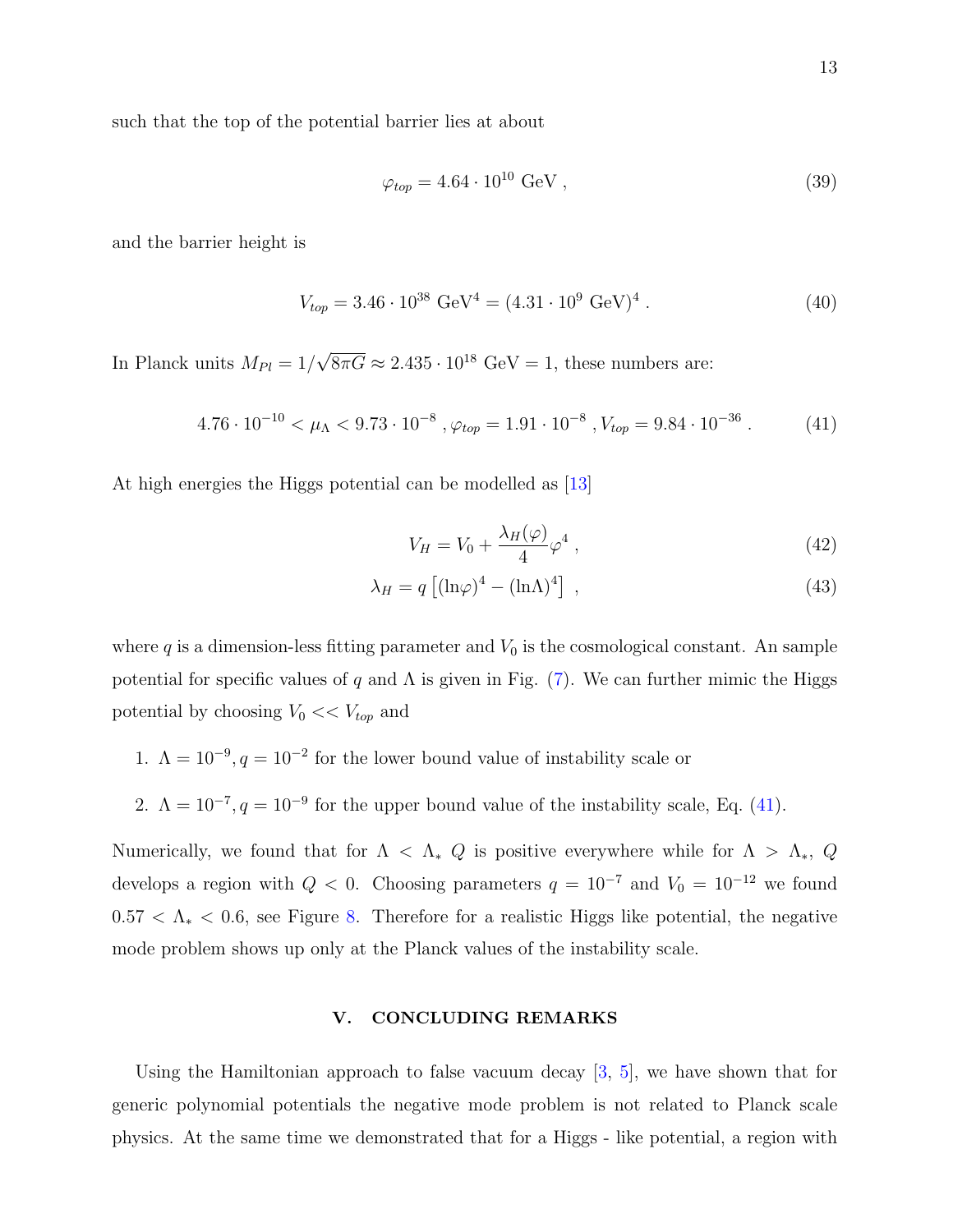such that the top of the potential barrier lies at about

$$\varphi_{top} = 4.64 \cdot 10^{10} \text{ GeV} , \tag{39}$$

and the barrier height is

$$V_{top} = 3.46 \cdot 10^{38} \text{ GeV}^4 = (4.31 \cdot 10^9 \text{ GeV})^4 . \tag{40}$$

In Planck units $M_{Pl} = 1/\sqrt{8\pi G} \approx 2.435 \cdot 10^{18}$ GeV $= 1$, these numbers are:

$$4.76 \cdot 10^{-10} < \mu_\Lambda < 9.73 \cdot 10^{-8} \,, \varphi_{top} = 1.91 \cdot 10^{-8} \,, V_{top} = 9.84 \cdot 10^{-36} . \tag{41}$$

At high energies the Higgs potential can be modelled as [13]

$$V_H = V_0 + \frac{\lambda_H(\varphi)}{4}\varphi^4 , \tag{42}$$

$$\lambda_H = q\left[(\ln\varphi)^4 - (\ln\Lambda)^4\right] , \tag{43}$$

where $q$ is a dimension-less fitting parameter and $V_0$ is the cosmological constant. An sample potential for specific values of $q$ and $\Lambda$ is given in Fig. (7). We can further mimic the Higgs potential by choosing $V_0 << V_{top}$ and

1. $\Lambda = 10^{-9}, q = 10^{-2}$ for the lower bound value of instability scale or
2. $\Lambda = 10^{-7}, q = 10^{-9}$ for the upper bound value of the instability scale, Eq. (41).

Numerically, we found that for $\Lambda < \Lambda_*$ $Q$ is positive everywhere while for $\Lambda > \Lambda_*$, $Q$ develops a region with $Q < 0$. Choosing parameters $q = 10^{-7}$ and $V_0 = 10^{-12}$ we found $0.57 < \Lambda_* < 0.6$, see Figure 8. Therefore for a realistic Higgs like potential, the negative mode problem shows up only at the Planck values of the instability scale.

## V. CONCLUDING REMARKS

Using the Hamiltonian approach to false vacuum decay [3, 5], we have shown that for generic polynomial potentials the negative mode problem is not related to Planck scale physics. At the same time we demonstrated that for a Higgs - like potential, a region with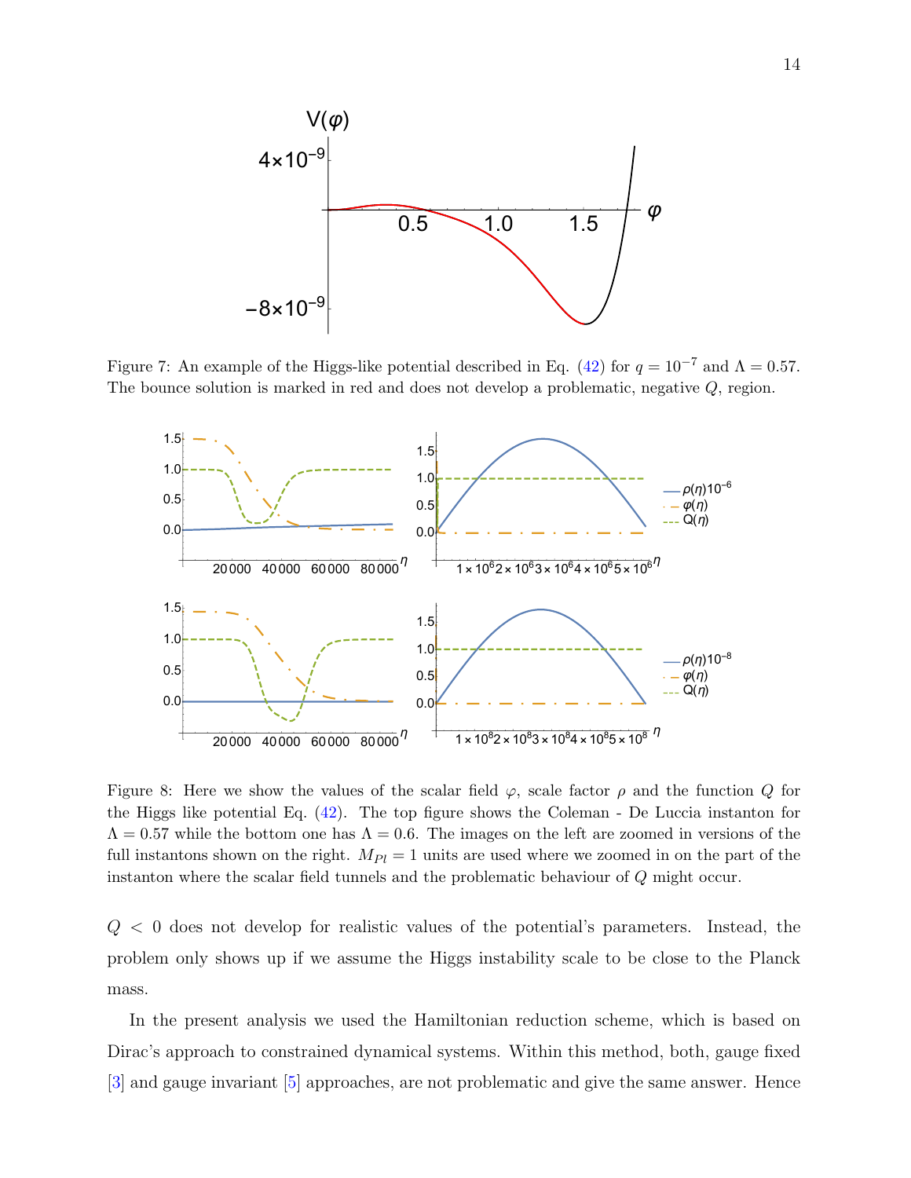Figure 7: An example of the Higgs-like potential described in Eq. (42) for $q = 10^{-7}$ and $\Lambda = 0.57$. The bounce solution is marked in red and does not develop a problematic, negative $Q$, region.

Figure 8: Here we show the values of the scalar field $\varphi$, scale factor $\rho$ and the function $Q$ for the Higgs like potential Eq. (42). The top figure shows the Coleman - De Luccia instanton for $\Lambda = 0.57$ while the bottom one has $\Lambda = 0.6$. The images on the left are zoomed in versions of the full instantons shown on the right. $M_{Pl} = 1$ units are used where we zoomed in on the part of the instanton where the scalar field tunnels and the problematic behaviour of $Q$ might occur.

$Q < 0$ does not develop for realistic values of the potential's parameters. Instead, the problem only shows up if we assume the Higgs instability scale to be close to the Planck mass.

In the present analysis we used the Hamiltonian reduction scheme, which is based on Dirac's approach to constrained dynamical systems. Within this method, both, gauge fixed [3] and gauge invariant [5] approaches, are not problematic and give the same answer. Hence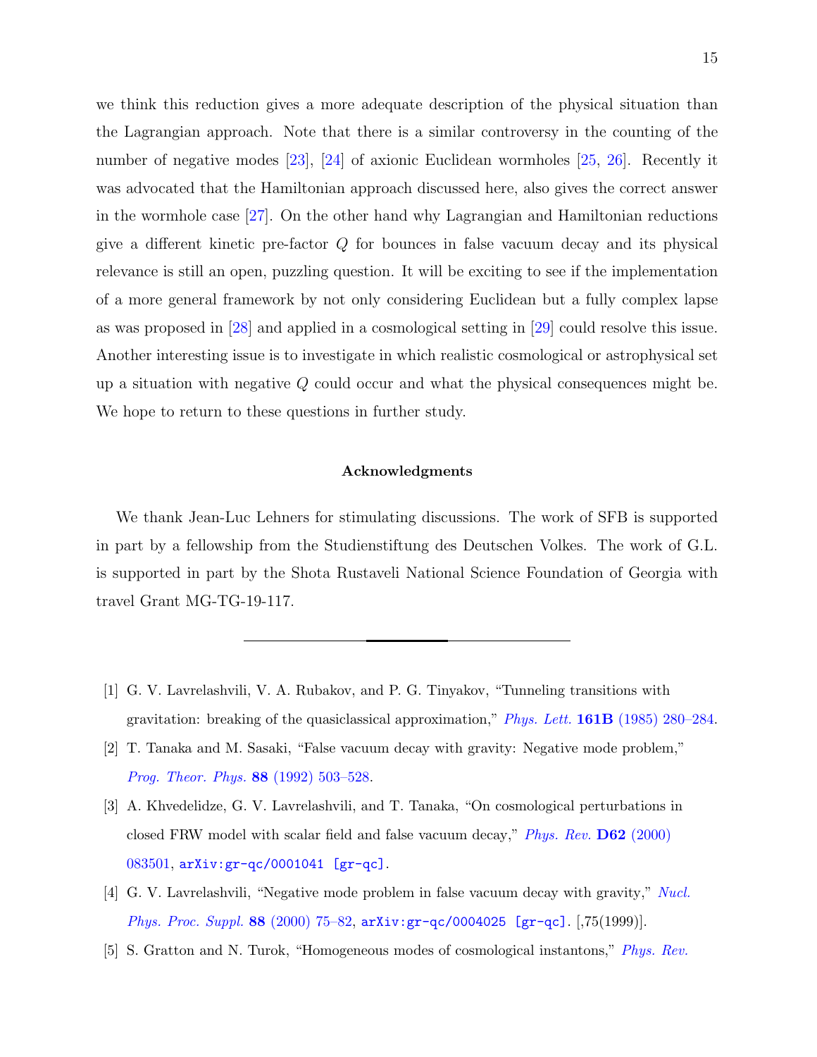we think this reduction gives a more adequate description of the physical situation than the Lagrangian approach. Note that there is a similar controversy in the counting of the number of negative modes [23], [24] of axionic Euclidean wormholes [25, 26]. Recently it was advocated that the Hamiltonian approach discussed here, also gives the correct answer in the wormhole case [27]. On the other hand why Lagrangian and Hamiltonian reductions give a different kinetic pre-factor $Q$ for bounces in false vacuum decay and its physical relevance is still an open, puzzling question. It will be exciting to see if the implementation of a more general framework by not only considering Euclidean but a fully complex lapse as was proposed in [28] and applied in a cosmological setting in [29] could resolve this issue. Another interesting issue is to investigate in which realistic cosmological or astrophysical set up a situation with negative $Q$ could occur and what the physical consequences might be. We hope to return to these questions in further study.

### Acknowledgments

We thank Jean-Luc Lehners for stimulating discussions. The work of SFB is supported in part by a fellowship from the Studienstiftung des Deutschen Volkes. The work of G.L. is supported in part by the Shota Rustaveli National Science Foundation of Georgia with travel Grant MG-TG-19-117.

---

[1] G. V. Lavrelashvili, V. A. Rubakov, and P. G. Tinyakov, "Tunneling transitions with gravitation: breaking of the quasiclassical approximation," *Phys. Lett.* **161B** (1985) 280–284.

[2] T. Tanaka and M. Sasaki, "False vacuum decay with gravity: Negative mode problem," *Prog. Theor. Phys.* **88** (1992) 503–528.

[3] A. Khvedelidze, G. V. Lavrelashvili, and T. Tanaka, "On cosmological perturbations in closed FRW model with scalar field and false vacuum decay," *Phys. Rev.* **D62** (2000) 083501, arXiv:gr-qc/0001041 [gr-qc].

[4] G. V. Lavrelashvili, "Negative mode problem in false vacuum decay with gravity," *Nucl. Phys. Proc. Suppl.* **88** (2000) 75–82, arXiv:gr-qc/0004025 [gr-qc]. [,75(1999)].

[5] S. Gratton and N. Turok, "Homogeneous modes of cosmological instantons," *Phys. Rev.*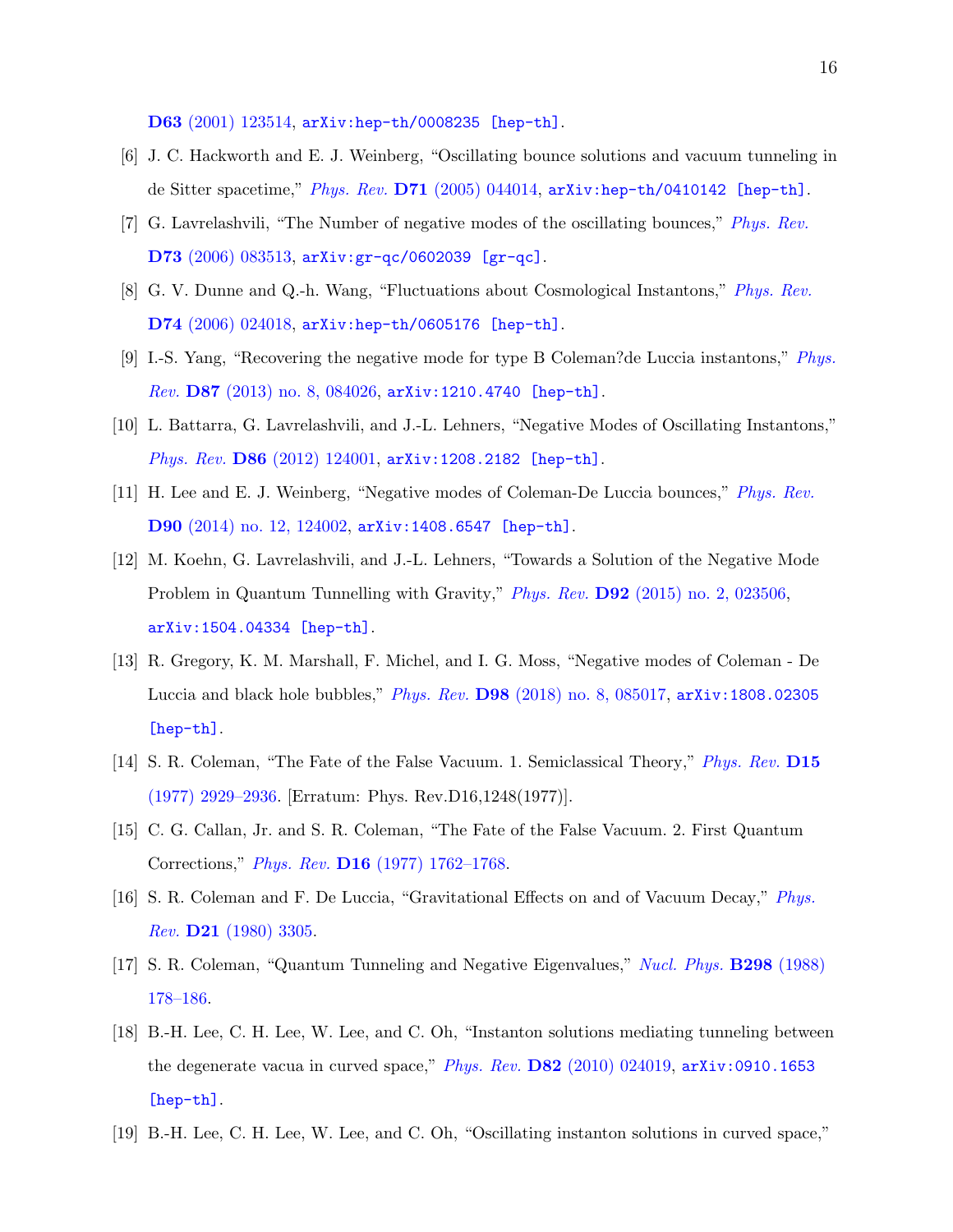**D63** (2001) 123514, arXiv:hep-th/0008235 [hep-th].

[6] J. C. Hackworth and E. J. Weinberg, "Oscillating bounce solutions and vacuum tunneling in de Sitter spacetime," *Phys. Rev.* **D71** (2005) 044014, arXiv:hep-th/0410142 [hep-th].

[7] G. Lavrelashvili, "The Number of negative modes of the oscillating bounces," *Phys. Rev.* **D73** (2006) 083513, arXiv:gr-qc/0602039 [gr-qc].

[8] G. V. Dunne and Q.-h. Wang, "Fluctuations about Cosmological Instantons," *Phys. Rev.* **D74** (2006) 024018, arXiv:hep-th/0605176 [hep-th].

[9] I.-S. Yang, "Recovering the negative mode for type B Coleman?de Luccia instantons," *Phys. Rev.* **D87** (2013) no. 8, 084026, arXiv:1210.4740 [hep-th].

[10] L. Battarra, G. Lavrelashvili, and J.-L. Lehners, "Negative Modes of Oscillating Instantons," *Phys. Rev.* **D86** (2012) 124001, arXiv:1208.2182 [hep-th].

[11] H. Lee and E. J. Weinberg, "Negative modes of Coleman-De Luccia bounces," *Phys. Rev.* **D90** (2014) no. 12, 124002, arXiv:1408.6547 [hep-th].

[12] M. Koehn, G. Lavrelashvili, and J.-L. Lehners, "Towards a Solution of the Negative Mode Problem in Quantum Tunnelling with Gravity," *Phys. Rev.* **D92** (2015) no. 2, 023506, arXiv:1504.04334 [hep-th].

[13] R. Gregory, K. M. Marshall, F. Michel, and I. G. Moss, "Negative modes of Coleman - De Luccia and black hole bubbles," *Phys. Rev.* **D98** (2018) no. 8, 085017, arXiv:1808.02305 [hep-th].

[14] S. R. Coleman, "The Fate of the False Vacuum. 1. Semiclassical Theory," *Phys. Rev.* **D15** (1977) 2929–2936. [Erratum: Phys. Rev.D16,1248(1977)].

[15] C. G. Callan, Jr. and S. R. Coleman, "The Fate of the False Vacuum. 2. First Quantum Corrections," *Phys. Rev.* **D16** (1977) 1762–1768.

[16] S. R. Coleman and F. De Luccia, "Gravitational Effects on and of Vacuum Decay," *Phys. Rev.* **D21** (1980) 3305.

[17] S. R. Coleman, "Quantum Tunneling and Negative Eigenvalues," *Nucl. Phys.* **B298** (1988) 178–186.

[18] B.-H. Lee, C. H. Lee, W. Lee, and C. Oh, "Instanton solutions mediating tunneling between the degenerate vacua in curved space," *Phys. Rev.* **D82** (2010) 024019, arXiv:0910.1653 [hep-th].

[19] B.-H. Lee, C. H. Lee, W. Lee, and C. Oh, "Oscillating instanton solutions in curved space,"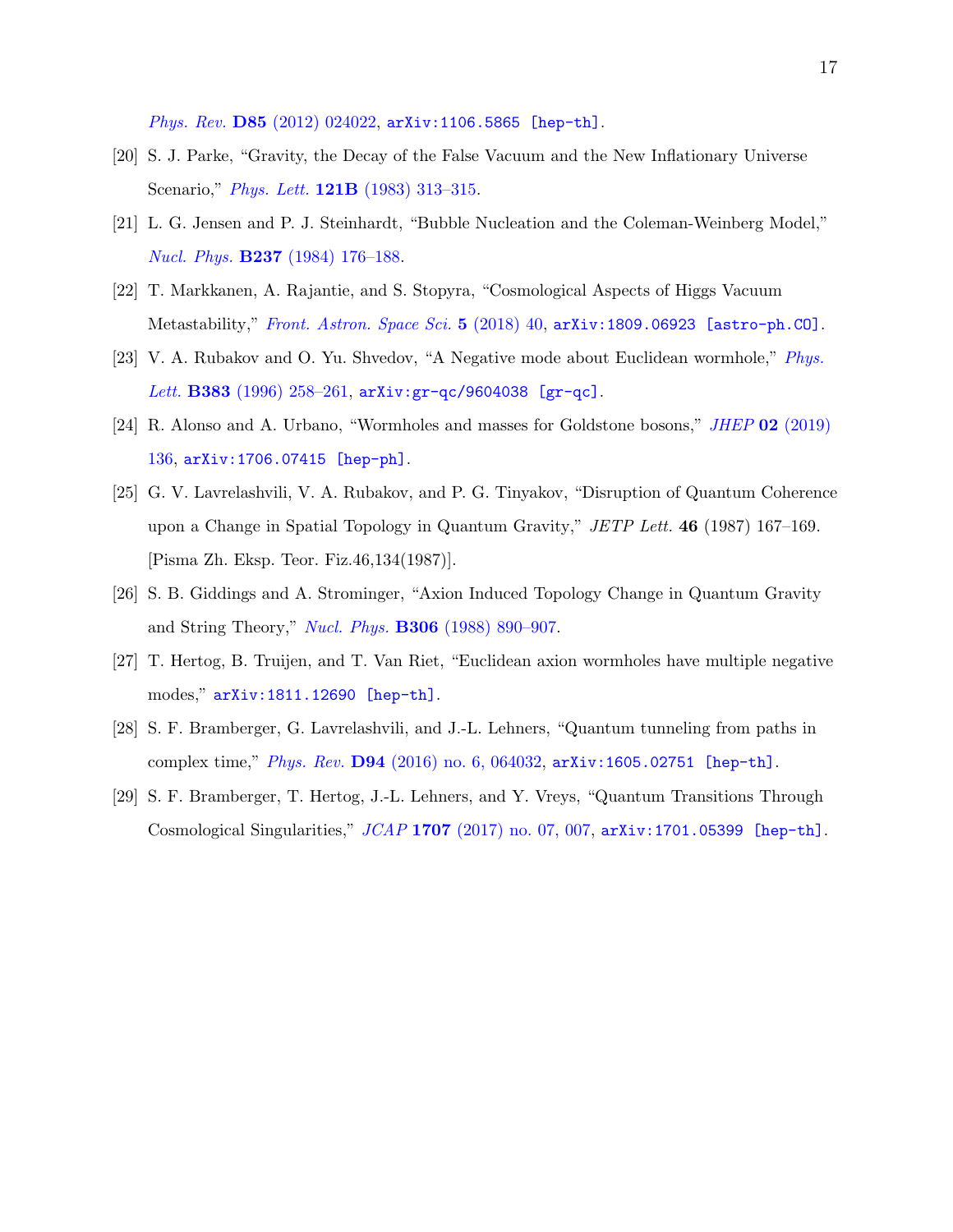*Phys. Rev.* **D85** (2012) 024022, arXiv:1106.5865 [hep-th].

[20] S. J. Parke, "Gravity, the Decay of the False Vacuum and the New Inflationary Universe Scenario," *Phys. Lett.* **121B** (1983) 313–315.

[21] L. G. Jensen and P. J. Steinhardt, "Bubble Nucleation and the Coleman-Weinberg Model," *Nucl. Phys.* **B237** (1984) 176–188.

[22] T. Markkanen, A. Rajantie, and S. Stopyra, "Cosmological Aspects of Higgs Vacuum Metastability," *Front. Astron. Space Sci.* **5** (2018) 40, arXiv:1809.06923 [astro-ph.CO].

[23] V. A. Rubakov and O. Yu. Shvedov, "A Negative mode about Euclidean wormhole," *Phys. Lett.* **B383** (1996) 258–261, arXiv:gr-qc/9604038 [gr-qc].

[24] R. Alonso and A. Urbano, "Wormholes and masses for Goldstone bosons," *JHEP* **02** (2019) 136, arXiv:1706.07415 [hep-ph].

[25] G. V. Lavrelashvili, V. A. Rubakov, and P. G. Tinyakov, "Disruption of Quantum Coherence upon a Change in Spatial Topology in Quantum Gravity," *JETP Lett.* **46** (1987) 167–169. [Pisma Zh. Eksp. Teor. Fiz.46,134(1987)].

[26] S. B. Giddings and A. Strominger, "Axion Induced Topology Change in Quantum Gravity and String Theory," *Nucl. Phys.* **B306** (1988) 890–907.

[27] T. Hertog, B. Truijen, and T. Van Riet, "Euclidean axion wormholes have multiple negative modes," arXiv:1811.12690 [hep-th].

[28] S. F. Bramberger, G. Lavrelashvili, and J.-L. Lehners, "Quantum tunneling from paths in complex time," *Phys. Rev.* **D94** (2016) no. 6, 064032, arXiv:1605.02751 [hep-th].

[29] S. F. Bramberger, T. Hertog, J.-L. Lehners, and Y. Vreys, "Quantum Transitions Through Cosmological Singularities," *JCAP* **1707** (2017) no. 07, 007, arXiv:1701.05399 [hep-th].